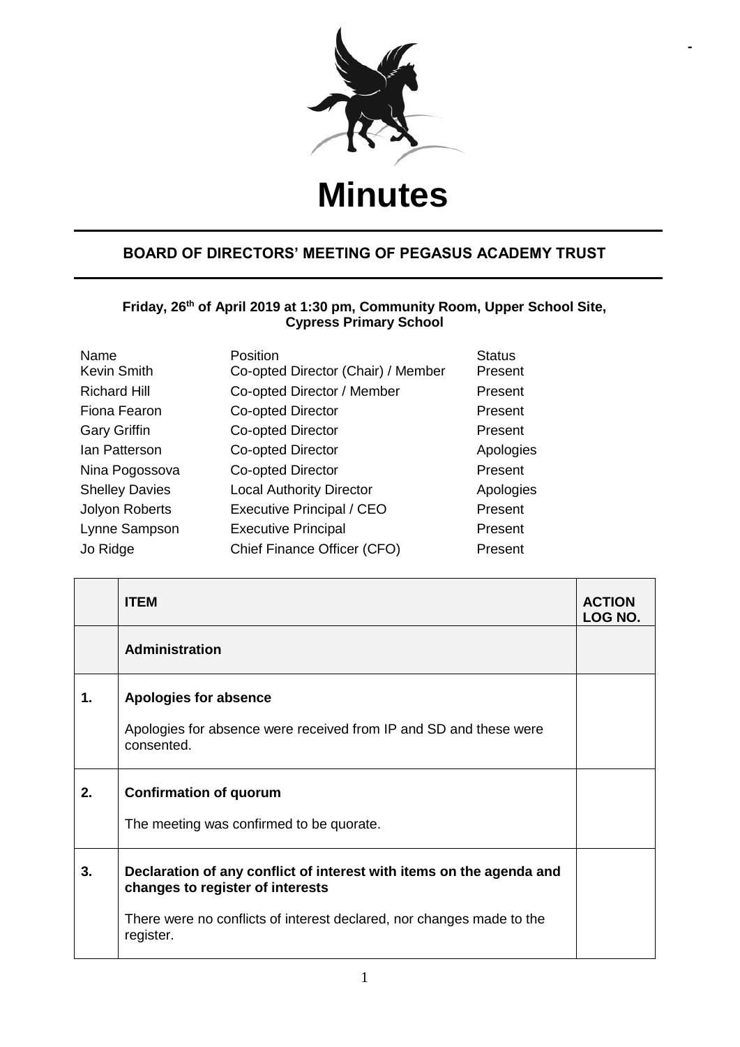# Minutes

## BOARD OF DIRECTORS' MEETING OF PEGASUS ACADEMY TRUST

**Friday, 26th of April 2019 at 1:30 pm, Community Room, Upper School Site, Cypress Primary School**

| Name | Position | Status |
|---|---|---|
| Kevin Smith | Co-opted Director (Chair) / Member | Present |
| Richard Hill | Co-opted Director / Member | Present |
| Fiona Fearon | Co-opted Director | Present |
| Gary Griffin | Co-opted Director | Present |
| Ian Patterson | Co-opted Director | Apologies |
| Nina Pogossova | Co-opted Director | Present |
| Shelley Davies | Local Authority Director | Apologies |
| Jolyon Roberts | Executive Principal / CEO | Present |
| Lynne Sampson | Executive Principal | Present |
| Jo Ridge | Chief Finance Officer (CFO) | Present |

| | ITEM | ACTION LOG NO. |
|---|---|---|
| | **Administration** | |
| **1.** | **Apologies for absence**<br><br>Apologies for absence were received from IP and SD and these were consented. | |
| **2.** | **Confirmation of quorum**<br><br>The meeting was confirmed to be quorate. | |
| **3.** | **Declaration of any conflict of interest with items on the agenda and changes to register of interests**<br><br>There were no conflicts of interest declared, nor changes made to the register. | |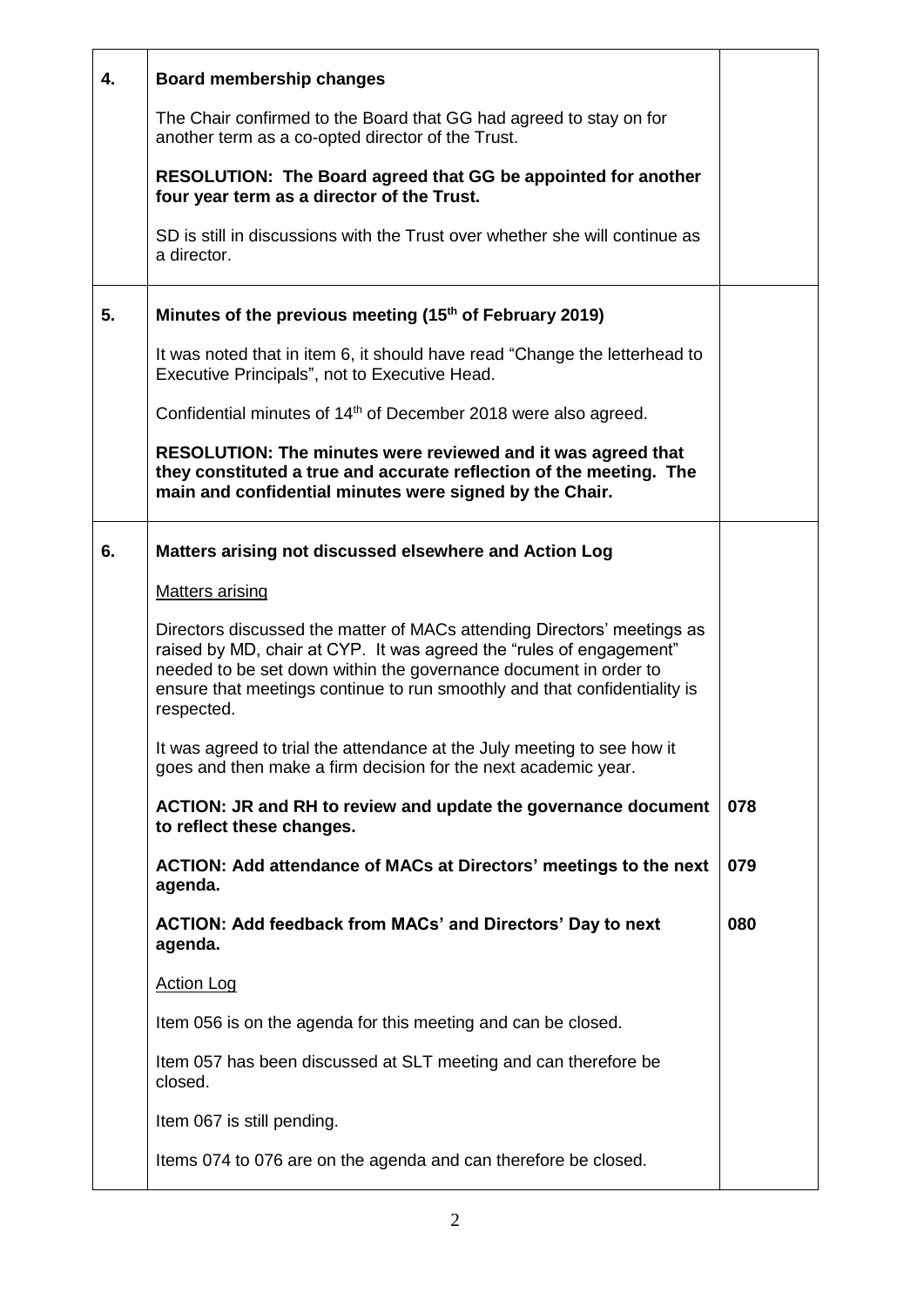| | | |
|---|---|---|
| **4.** | **Board membership changes**<br><br>The Chair confirmed to the Board that GG had agreed to stay on for another term as a co-opted director of the Trust.<br><br>**RESOLUTION: The Board agreed that GG be appointed for another four year term as a director of the Trust.**<br><br>SD is still in discussions with the Trust over whether she will continue as a director. | |
| **5.** | **Minutes of the previous meeting (15th of February 2019)**<br><br>It was noted that in item 6, it should have read "Change the letterhead to Executive Principals", not to Executive Head.<br><br>Confidential minutes of 14th of December 2018 were also agreed.<br><br>**RESOLUTION: The minutes were reviewed and it was agreed that they constituted a true and accurate reflection of the meeting. The main and confidential minutes were signed by the Chair.** | |
| **6.** | **Matters arising not discussed elsewhere and Action Log**<br><br>Matters arising<br><br>Directors discussed the matter of MACs attending Directors' meetings as raised by MD, chair at CYP. It was agreed the "rules of engagement" needed to be set down within the governance document in order to ensure that meetings continue to run smoothly and that confidentiality is respected.<br><br>It was agreed to trial the attendance at the July meeting to see how it goes and then make a firm decision for the next academic year.<br><br>**ACTION: JR and RH to review and update the governance document to reflect these changes.**<br><br>**ACTION: Add attendance of MACs at Directors' meetings to the next agenda.**<br><br>**ACTION: Add feedback from MACs' and Directors' Day to next agenda.**<br><br>Action Log<br><br>Item 056 is on the agenda for this meeting and can be closed.<br><br>Item 057 has been discussed at SLT meeting and can therefore be closed.<br><br>Item 067 is still pending.<br><br>Items 074 to 076 are on the agenda and can therefore be closed. | **078**<br><br>**079**<br><br>**080** |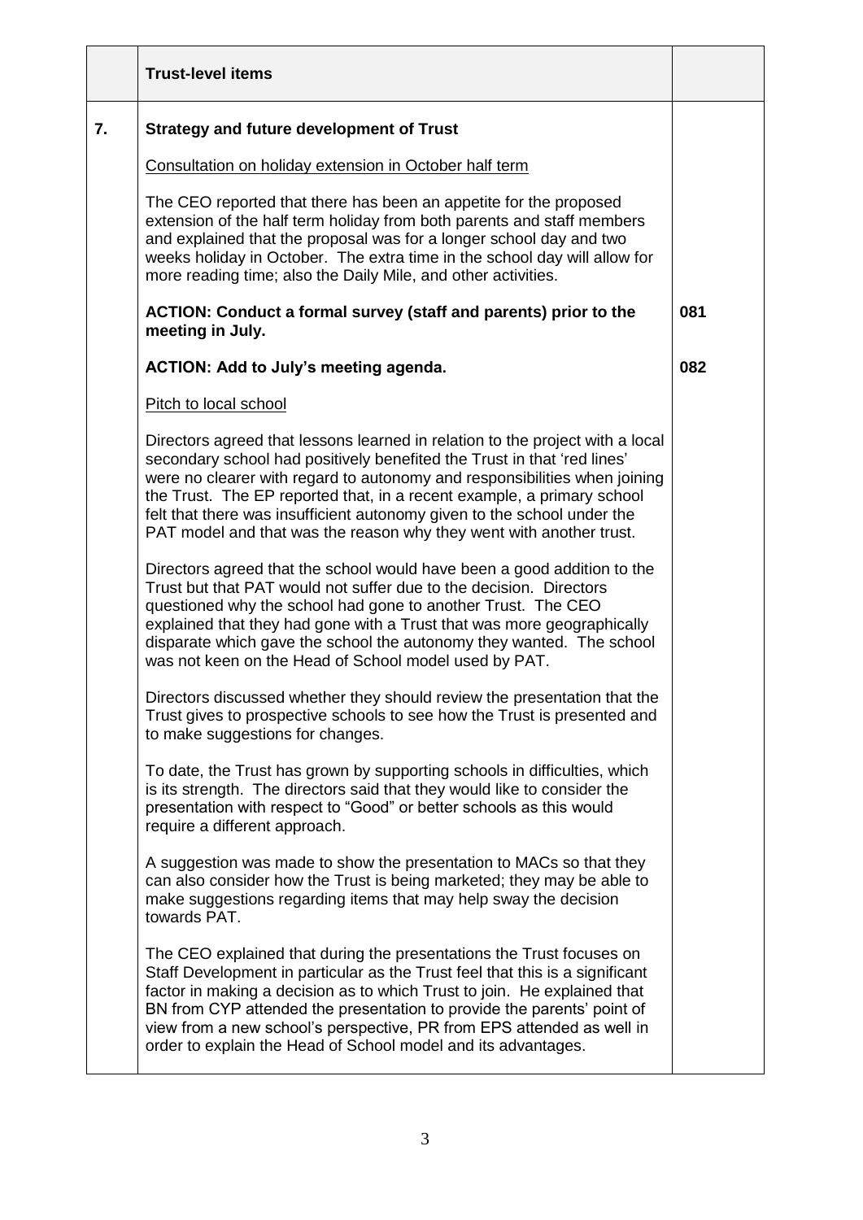| | Trust-level items | |
|---|---|---|
| 7. | **Strategy and future development of Trust** | |
| | Consultation on holiday extension in October half term | |
| | The CEO reported that there has been an appetite for the proposed extension of the half term holiday from both parents and staff members and explained that the proposal was for a longer school day and two weeks holiday in October. The extra time in the school day will allow for more reading time; also the Daily Mile, and other activities. | |
| | **ACTION: Conduct a formal survey (staff and parents) prior to the meeting in July.** | **081** |
| | **ACTION: Add to July's meeting agenda.** | **082** |
| | Pitch to local school | |
| | Directors agreed that lessons learned in relation to the project with a local secondary school had positively benefited the Trust in that 'red lines' were no clearer with regard to autonomy and responsibilities when joining the Trust. The EP reported that, in a recent example, a primary school felt that there was insufficient autonomy given to the school under the PAT model and that was the reason why they went with another trust. | |
| | Directors agreed that the school would have been a good addition to the Trust but that PAT would not suffer due to the decision. Directors questioned why the school had gone to another Trust. The CEO explained that they had gone with a Trust that was more geographically disparate which gave the school the autonomy they wanted. The school was not keen on the Head of School model used by PAT. | |
| | Directors discussed whether they should review the presentation that the Trust gives to prospective schools to see how the Trust is presented and to make suggestions for changes. | |
| | To date, the Trust has grown by supporting schools in difficulties, which is its strength. The directors said that they would like to consider the presentation with respect to "Good" or better schools as this would require a different approach. | |
| | A suggestion was made to show the presentation to MACs so that they can also consider how the Trust is being marketed; they may be able to make suggestions regarding items that may help sway the decision towards PAT. | |
| | The CEO explained that during the presentations the Trust focuses on Staff Development in particular as the Trust feel that this is a significant factor in making a decision as to which Trust to join. He explained that BN from CYP attended the presentation to provide the parents' point of view from a new school's perspective, PR from EPS attended as well in order to explain the Head of School model and its advantages. | |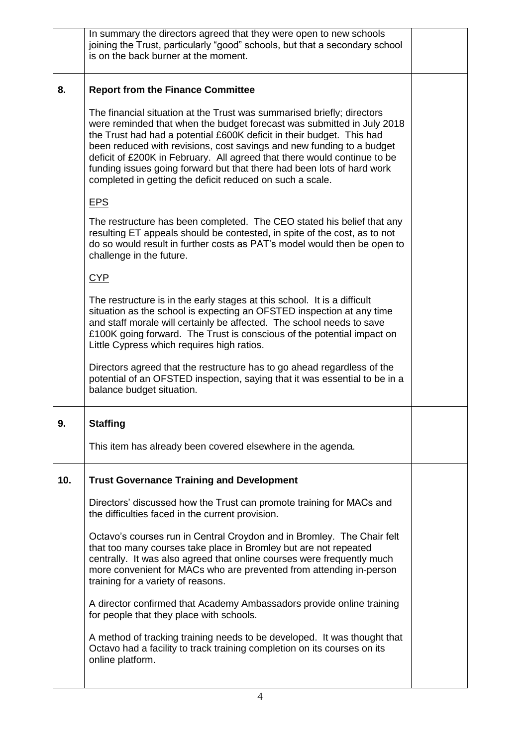| | | |
|---|---|---|
| | In summary the directors agreed that they were open to new schools joining the Trust, particularly "good" schools, but that a secondary school is on the back burner at the moment. | |
| **8.** | **Report from the Finance Committee**<br><br>The financial situation at the Trust was summarised briefly; directors were reminded that when the budget forecast was submitted in July 2018 the Trust had had a potential £600K deficit in their budget. This had been reduced with revisions, cost savings and new funding to a budget deficit of £200K in February. All agreed that there would continue to be funding issues going forward but that there had been lots of hard work completed in getting the deficit reduced on such a scale.<br><br><u>EPS</u><br><br>The restructure has been completed. The CEO stated his belief that any resulting ET appeals should be contested, in spite of the cost, as to not do so would result in further costs as PAT's model would then be open to challenge in the future.<br><br><u>CYP</u><br><br>The restructure is in the early stages at this school. It is a difficult situation as the school is expecting an OFSTED inspection at any time and staff morale will certainly be affected. The school needs to save £100K going forward. The Trust is conscious of the potential impact on Little Cypress which requires high ratios.<br><br>Directors agreed that the restructure has to go ahead regardless of the potential of an OFSTED inspection, saying that it was essential to be in a balance budget situation. | |
| **9.** | **Staffing**<br><br>This item has already been covered elsewhere in the agenda. | |
| **10.** | **Trust Governance Training and Development**<br><br>Directors' discussed how the Trust can promote training for MACs and the difficulties faced in the current provision.<br><br>Octavo's courses run in Central Croydon and in Bromley. The Chair felt that too many courses take place in Bromley but are not repeated centrally. It was also agreed that online courses were frequently much more convenient for MACs who are prevented from attending in-person training for a variety of reasons.<br><br>A director confirmed that Academy Ambassadors provide online training for people that they place with schools.<br><br>A method of tracking training needs to be developed. It was thought that Octavo had a facility to track training completion on its courses on its online platform. | |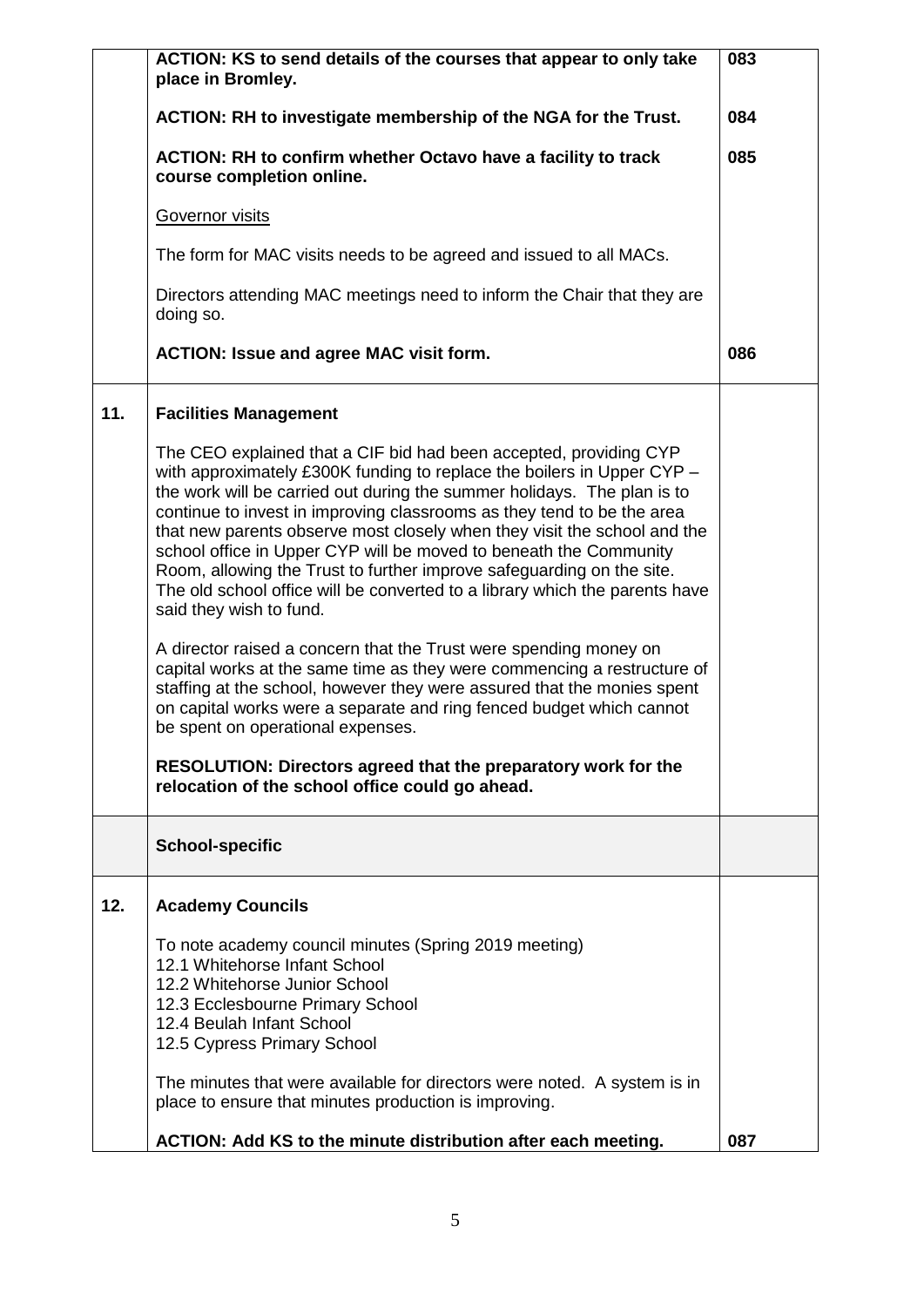| | | |
|---|---|---|
| | **ACTION: KS to send details of the courses that appear to only take place in Bromley.** | **083** |
| | **ACTION: RH to investigate membership of the NGA for the Trust.** | **084** |
| | **ACTION: RH to confirm whether Octavo have a facility to track course completion online.** | **085** |
| | Governor visits<br><br>The form for MAC visits needs to be agreed and issued to all MACs.<br><br>Directors attending MAC meetings need to inform the Chair that they are doing so.<br><br>**ACTION: Issue and agree MAC visit form.** | **086** |
| **11.** | **Facilities Management**<br><br>The CEO explained that a CIF bid had been accepted, providing CYP with approximately £300K funding to replace the boilers in Upper CYP – the work will be carried out during the summer holidays. The plan is to continue to invest in improving classrooms as they tend to be the area that new parents observe most closely when they visit the school and the school office in Upper CYP will be moved to beneath the Community Room, allowing the Trust to further improve safeguarding on the site. The old school office will be converted to a library which the parents have said they wish to fund.<br><br>A director raised a concern that the Trust were spending money on capital works at the same time as they were commencing a restructure of staffing at the school, however they were assured that the monies spent on capital works were a separate and ring fenced budget which cannot be spent on operational expenses.<br><br>**RESOLUTION: Directors agreed that the preparatory work for the relocation of the school office could go ahead.** | |
| | **School-specific** | |
| **12.** | **Academy Councils**<br><br>To note academy council minutes (Spring 2019 meeting)<br>12.1 Whitehorse Infant School<br>12.2 Whitehorse Junior School<br>12.3 Ecclesbourne Primary School<br>12.4 Beulah Infant School<br>12.5 Cypress Primary School<br><br>The minutes that were available for directors were noted. A system is in place to ensure that minutes production is improving.<br><br>**ACTION: Add KS to the minute distribution after each meeting.** | **087** |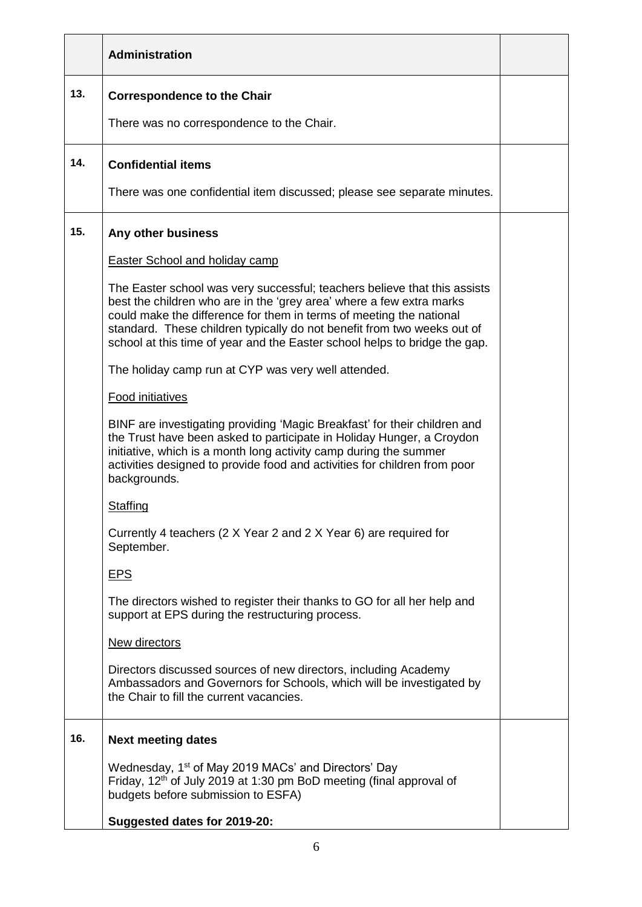| | Administration | |
|---|---|---|
| 13. | **Correspondence to the Chair**<br><br>There was no correspondence to the Chair. | |
| 14. | **Confidential items**<br><br>There was one confidential item discussed; please see separate minutes. | |
| 15. | **Any other business**<br><br><u>Easter School and holiday camp</u><br><br>The Easter school was very successful; teachers believe that this assists best the children who are in the 'grey area' where a few extra marks could make the difference for them in terms of meeting the national standard. These children typically do not benefit from two weeks out of school at this time of year and the Easter school helps to bridge the gap.<br><br>The holiday camp run at CYP was very well attended.<br><br><u>Food initiatives</u><br><br>BINF are investigating providing 'Magic Breakfast' for their children and the Trust have been asked to participate in Holiday Hunger, a Croydon initiative, which is a month long activity camp during the summer activities designed to provide food and activities for children from poor backgrounds.<br><br><u>Staffing</u><br><br>Currently 4 teachers (2 X Year 2 and 2 X Year 6) are required for September.<br><br><u>EPS</u><br><br>The directors wished to register their thanks to GO for all her help and support at EPS during the restructuring process.<br><br><u>New directors</u><br><br>Directors discussed sources of new directors, including Academy Ambassadors and Governors for Schools, which will be investigated by the Chair to fill the current vacancies. | |
| 16. | **Next meeting dates**<br><br>Wednesday, 1st of May 2019 MACs' and Directors' Day<br>Friday, 12th of July 2019 at 1:30 pm BoD meeting (final approval of budgets before submission to ESFA)<br><br>**Suggested dates for 2019-20:** | |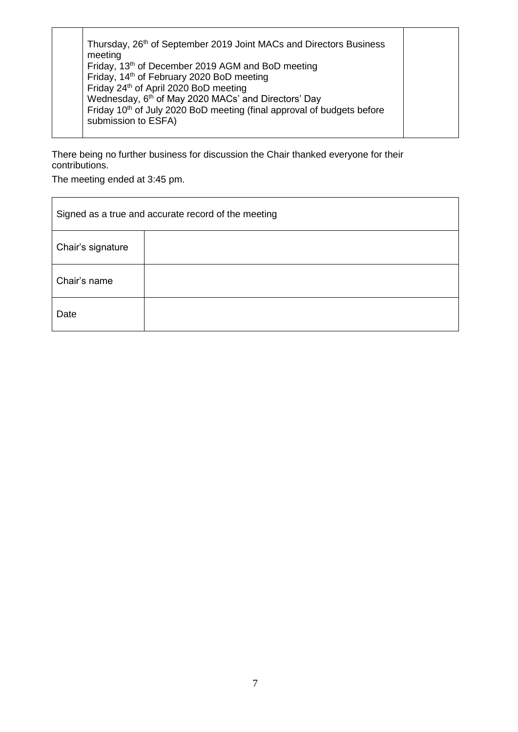| | | |
|---|---|---|
| | Thursday, 26th of September 2019 Joint MACs and Directors Business meeting<br>Friday, 13th of December 2019 AGM and BoD meeting<br>Friday, 14th of February 2020 BoD meeting<br>Friday 24th of April 2020 BoD meeting<br>Wednesday, 6th of May 2020 MACs' and Directors' Day<br>Friday 10th of July 2020 BoD meeting (final approval of budgets before submission to ESFA) | |

There being no further business for discussion the Chair thanked everyone for their contributions.

The meeting ended at 3:45 pm.

| Signed as a true and accurate record of the meeting | |
|---|---|
| Chair's signature | |
| Chair's name | |
| Date | |